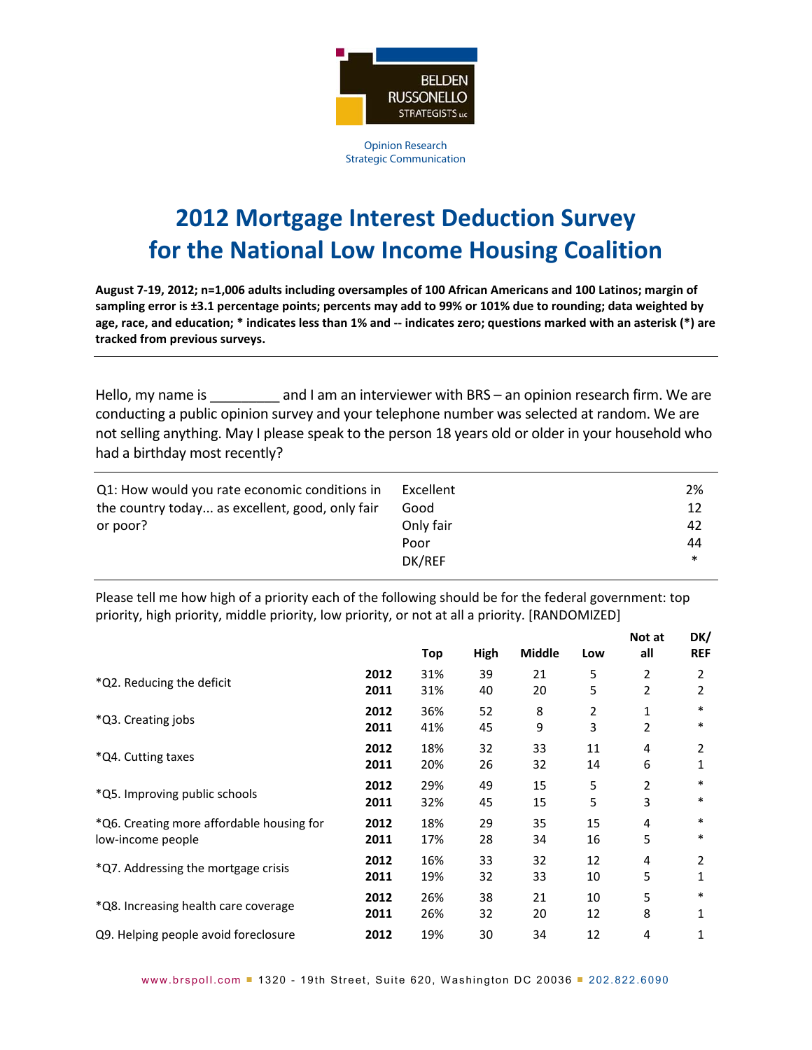BELDEN RUSSONELLO STRATEGISTS LLC

Opinion Research
Strategic Communication

# 2012 Mortgage Interest Deduction Survey for the National Low Income Housing Coalition

**August 7-19, 2012; n=1,006 adults including oversamples of 100 African Americans and 100 Latinos; margin of sampling error is ±3.1 percentage points; percents may add to 99% or 101% due to rounding; data weighted by age, race, and education; * indicates less than 1% and -- indicates zero; questions marked with an asterisk (*) are tracked from previous surveys.**

---

Hello, my name is _________ and I am an interviewer with BRS – an opinion research firm. We are conducting a public opinion survey and your telephone number was selected at random. We are not selling anything. May I please speak to the person 18 years old or older in your household who had a birthday most recently?

| Q1: How would you rate economic conditions in the country today... as excellent, good, only fair or poor? | | |
|---|---|---|
| | Excellent | 2% |
| | Good | 12 |
| | Only fair | 42 |
| | Poor | 44 |
| | DK/REF | * |

Please tell me how high of a priority each of the following should be for the federal government: top priority, high priority, middle priority, low priority, or not at all a priority. [RANDOMIZED]

| | | Top | High | Middle | Low | Not at all | DK/ REF |
|---|---|---|---|---|---|---|---|
| *Q2. Reducing the deficit | **2012** | 31% | 39 | 21 | 5 | 2 | 2 |
| | **2011** | 31% | 40 | 20 | 5 | 2 | 2 |
| *Q3. Creating jobs | **2012** | 36% | 52 | 8 | 2 | 1 | * |
| | **2011** | 41% | 45 | 9 | 3 | 2 | * |
| *Q4. Cutting taxes | **2012** | 18% | 32 | 33 | 11 | 4 | 2 |
| | **2011** | 20% | 26 | 32 | 14 | 6 | 1 |
| *Q5. Improving public schools | **2012** | 29% | 49 | 15 | 5 | 2 | * |
| | **2011** | 32% | 45 | 15 | 5 | 3 | * |
| *Q6. Creating more affordable housing for low-income people | **2012** | 18% | 29 | 35 | 15 | 4 | * |
| | **2011** | 17% | 28 | 34 | 16 | 5 | * |
| *Q7. Addressing the mortgage crisis | **2012** | 16% | 33 | 32 | 12 | 4 | 2 |
| | **2011** | 19% | 32 | 33 | 10 | 5 | 1 |
| *Q8. Increasing health care coverage | **2012** | 26% | 38 | 21 | 10 | 5 | * |
| | **2011** | 26% | 32 | 20 | 12 | 8 | 1 |
| Q9. Helping people avoid foreclosure | **2012** | 19% | 30 | 34 | 12 | 4 | 1 |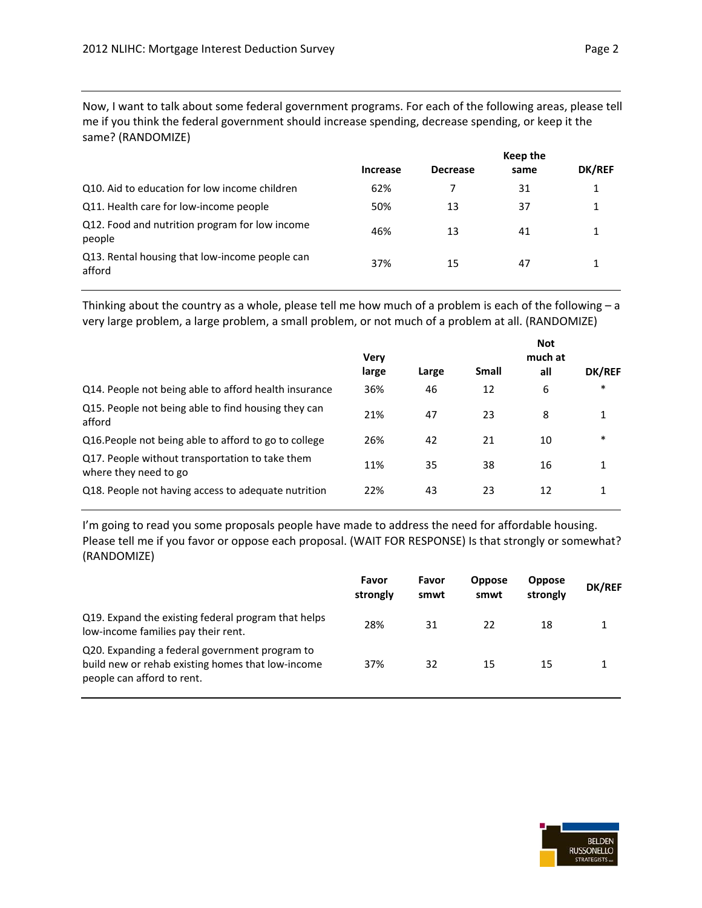Now, I want to talk about some federal government programs. For each of the following areas, please tell me if you think the federal government should increase spending, decrease spending, or keep it the same? (RANDOMIZE)

| | Increase | Decrease | Keep the same | DK/REF |
|---|---|---|---|---|
| Q10. Aid to education for low income children | 62% | 7 | 31 | 1 |
| Q11. Health care for low-income people | 50% | 13 | 37 | 1 |
| Q12. Food and nutrition program for low income people | 46% | 13 | 41 | 1 |
| Q13. Rental housing that low-income people can afford | 37% | 15 | 47 | 1 |

Thinking about the country as a whole, please tell me how much of a problem is each of the following – a very large problem, a large problem, a small problem, or not much of a problem at all. (RANDOMIZE)

| | Very large | Large | Small | Not much at all | DK/REF |
|---|---|---|---|---|---|
| Q14. People not being able to afford health insurance | 36% | 46 | 12 | 6 | * |
| Q15. People not being able to find housing they can afford | 21% | 47 | 23 | 8 | 1 |
| Q16.People not being able to afford to go to college | 26% | 42 | 21 | 10 | * |
| Q17. People without transportation to take them where they need to go | 11% | 35 | 38 | 16 | 1 |
| Q18. People not having access to adequate nutrition | 22% | 43 | 23 | 12 | 1 |

I'm going to read you some proposals people have made to address the need for affordable housing. Please tell me if you favor or oppose each proposal. (WAIT FOR RESPONSE) Is that strongly or somewhat? (RANDOMIZE)

| | Favor strongly | Favor smwt | Oppose smwt | Oppose strongly | DK/REF |
|---|---|---|---|---|---|
| Q19. Expand the existing federal program that helps low-income families pay their rent. | 28% | 31 | 22 | 18 | 1 |
| Q20. Expanding a federal government program to build new or rehab existing homes that low-income people can afford to rent. | 37% | 32 | 15 | 15 | 1 |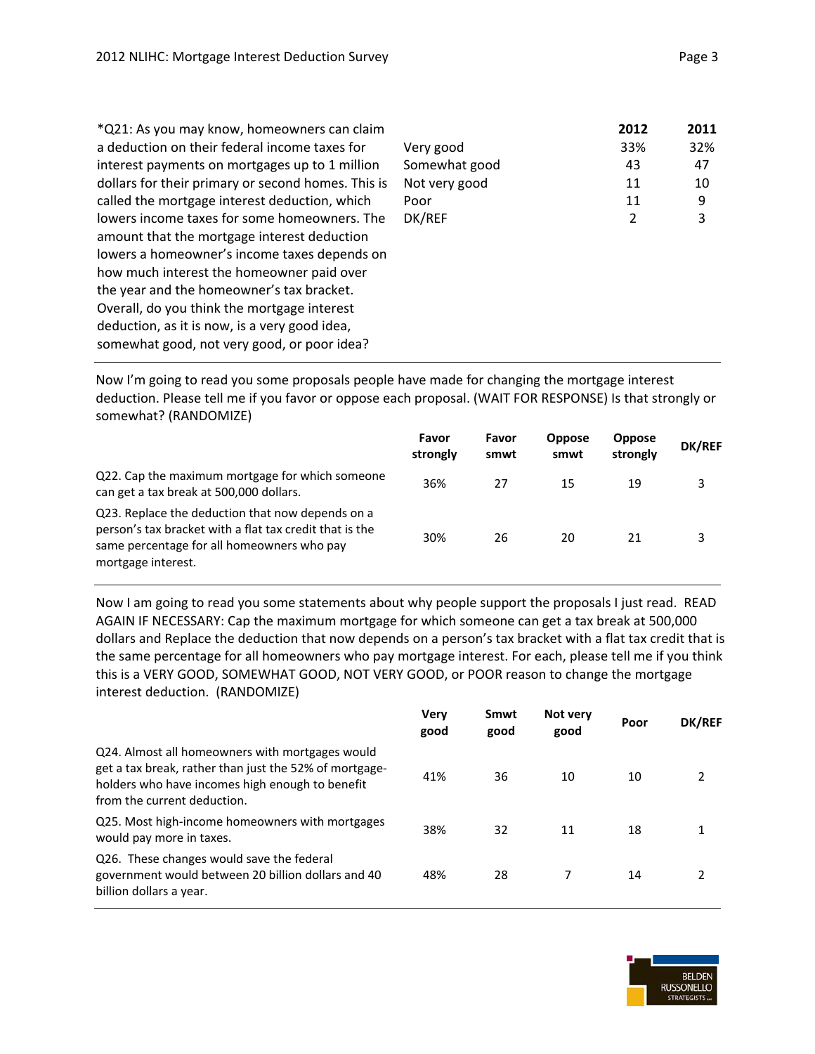| *Q21: As you may know, homeowners can claim a deduction on their federal income taxes for interest payments on mortgages up to 1 million dollars for their primary or second homes. This is called the mortgage interest deduction, which lowers income taxes for some homeowners. The amount that the mortgage interest deduction lowers a homeowner's income taxes depends on how much interest the homeowner paid over the year and the homeowner's tax bracket. Overall, do you think the mortgage interest deduction, as it is now, is a very good idea, somewhat good, not very good, or poor idea? | | 2012 | 2011 |
|---|---|---|---|
| | Very good | 33% | 32% |
| | Somewhat good | 43 | 47 |
| | Not very good | 11 | 10 |
| | Poor | 11 | 9 |
| | DK/REF | 2 | 3 |

Now I'm going to read you some proposals people have made for changing the mortgage interest deduction. Please tell me if you favor or oppose each proposal. (WAIT FOR RESPONSE) Is that strongly or somewhat? (RANDOMIZE)

| | Favor strongly | Favor smwt | Oppose smwt | Oppose strongly | DK/REF |
|---|---|---|---|---|---|
| Q22. Cap the maximum mortgage for which someone can get a tax break at 500,000 dollars. | 36% | 27 | 15 | 19 | 3 |
| Q23. Replace the deduction that now depends on a person's tax bracket with a flat tax credit that is the same percentage for all homeowners who pay mortgage interest. | 30% | 26 | 20 | 21 | 3 |

Now I am going to read you some statements about why people support the proposals I just read. READ AGAIN IF NECESSARY: Cap the maximum mortgage for which someone can get a tax break at 500,000 dollars and Replace the deduction that now depends on a person's tax bracket with a flat tax credit that is the same percentage for all homeowners who pay mortgage interest. For each, please tell me if you think this is a VERY GOOD, SOMEWHAT GOOD, NOT VERY GOOD, or POOR reason to change the mortgage interest deduction. (RANDOMIZE)

| | Very good | Smwt good | Not very good | Poor | DK/REF |
|---|---|---|---|---|---|
| Q24. Almost all homeowners with mortgages would get a tax break, rather than just the 52% of mortgage-holders who have incomes high enough to benefit from the current deduction. | 41% | 36 | 10 | 10 | 2 |
| Q25. Most high-income homeowners with mortgages would pay more in taxes. | 38% | 32 | 11 | 18 | 1 |
| Q26. These changes would save the federal government would between 20 billion dollars and 40 billion dollars a year. | 48% | 28 | 7 | 14 | 2 |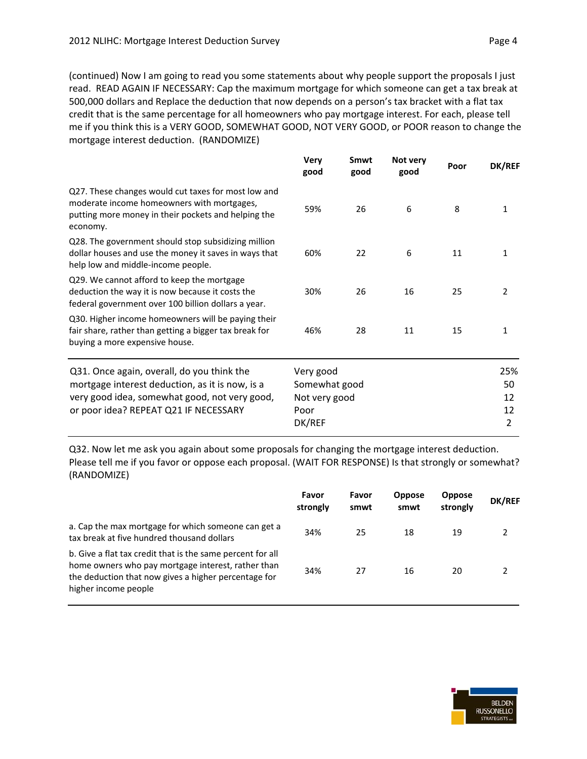(continued) Now I am going to read you some statements about why people support the proposals I just read. READ AGAIN IF NECESSARY: Cap the maximum mortgage for which someone can get a tax break at 500,000 dollars and Replace the deduction that now depends on a person's tax bracket with a flat tax credit that is the same percentage for all homeowners who pay mortgage interest. For each, please tell me if you think this is a VERY GOOD, SOMEWHAT GOOD, NOT VERY GOOD, or POOR reason to change the mortgage interest deduction. (RANDOMIZE)

| | Very good | Smwt good | Not very good | Poor | DK/REF |
|---|---|---|---|---|---|
| Q27. These changes would cut taxes for most low and moderate income homeowners with mortgages, putting more money in their pockets and helping the economy. | 59% | 26 | 6 | 8 | 1 |
| Q28. The government should stop subsidizing million dollar houses and use the money it saves in ways that help low and middle-income people. | 60% | 22 | 6 | 11 | 1 |
| Q29. We cannot afford to keep the mortgage deduction the way it is now because it costs the federal government over 100 billion dollars a year. | 30% | 26 | 16 | 25 | 2 |
| Q30. Higher income homeowners will be paying their fair share, rather than getting a bigger tax break for buying a more expensive house. | 46% | 28 | 11 | 15 | 1 |

| Q31. Once again, overall, do you think the mortgage interest deduction, as it is now, is a very good idea, somewhat good, not very good, or poor idea? REPEAT Q21 IF NECESSARY | | |
|---|---|---|
| | Very good | 25% |
| | Somewhat good | 50 |
| | Not very good | 12 |
| | Poor | 12 |
| | DK/REF | 2 |

Q32. Now let me ask you again about some proposals for changing the mortgage interest deduction. Please tell me if you favor or oppose each proposal. (WAIT FOR RESPONSE) Is that strongly or somewhat? (RANDOMIZE)

| | Favor strongly | Favor smwt | Oppose smwt | Oppose strongly | DK/REF |
|---|---|---|---|---|---|
| a. Cap the max mortgage for which someone can get a tax break at five hundred thousand dollars | 34% | 25 | 18 | 19 | 2 |
| b. Give a flat tax credit that is the same percent for all home owners who pay mortgage interest, rather than the deduction that now gives a higher percentage for higher income people | 34% | 27 | 16 | 20 | 2 |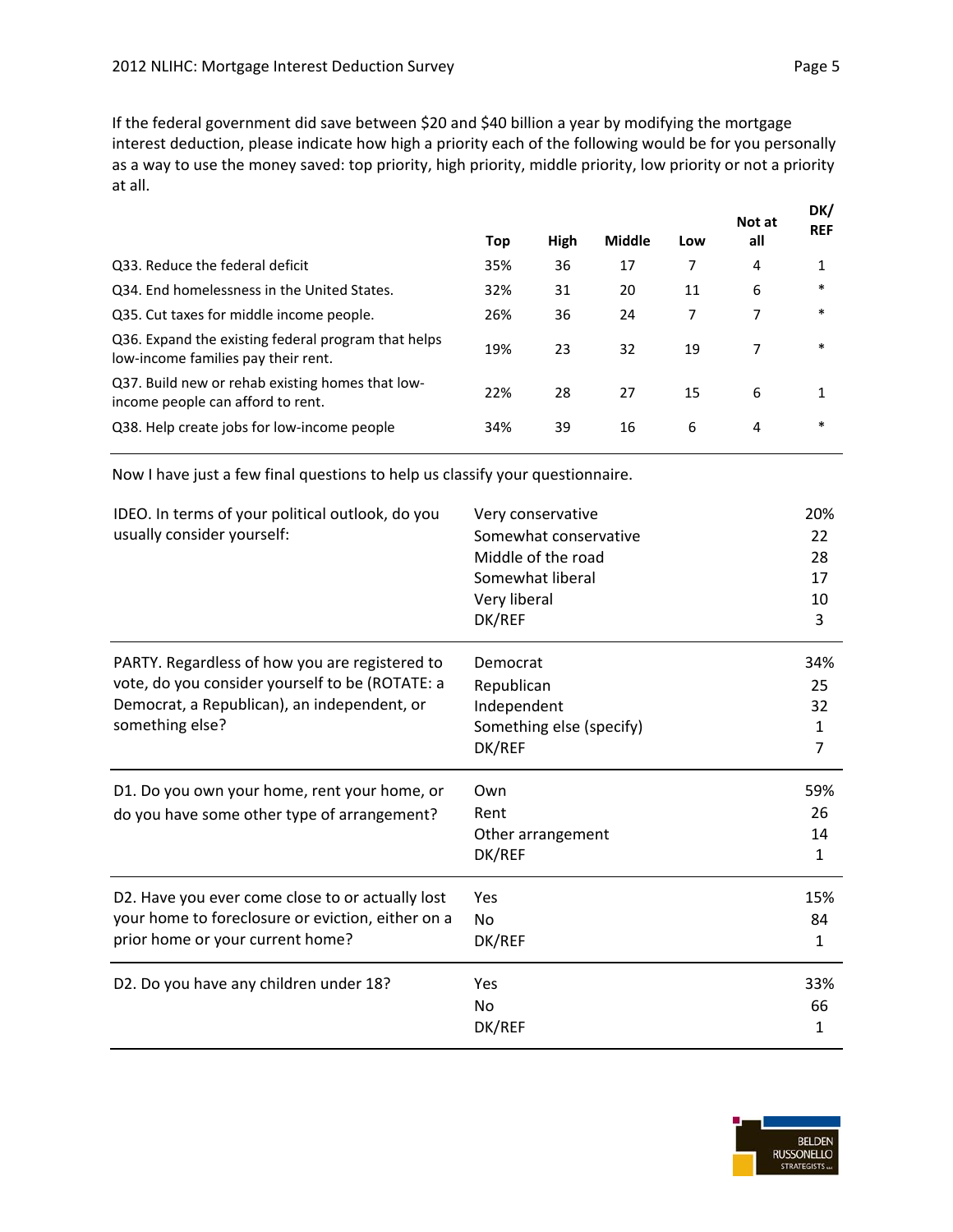If the federal government did save between $20 and $40 billion a year by modifying the mortgage interest deduction, please indicate how high a priority each of the following would be for you personally as a way to use the money saved: top priority, high priority, middle priority, low priority or not a priority at all.

| | Top | High | Middle | Low | Not at all | DK/ REF |
|---|---|---|---|---|---|---|
| Q33. Reduce the federal deficit | 35% | 36 | 17 | 7 | 4 | 1 |
| Q34. End homelessness in the United States. | 32% | 31 | 20 | 11 | 6 | * |
| Q35. Cut taxes for middle income people. | 26% | 36 | 24 | 7 | 7 | * |
| Q36. Expand the existing federal program that helps low-income families pay their rent. | 19% | 23 | 32 | 19 | 7 | * |
| Q37. Build new or rehab existing homes that low-income people can afford to rent. | 22% | 28 | 27 | 15 | 6 | 1 |
| Q38. Help create jobs for low-income people | 34% | 39 | 16 | 6 | 4 | * |

Now I have just a few final questions to help us classify your questionnaire.

| Question | Response | % |
|---|---|---|
| IDEO. In terms of your political outlook, do you usually consider yourself: | Very conservative | 20% |
| | Somewhat conservative | 22 |
| | Middle of the road | 28 |
| | Somewhat liberal | 17 |
| | Very liberal | 10 |
| | DK/REF | 3 |

| Question | Response | % |
|---|---|---|
| PARTY. Regardless of how you are registered to vote, do you consider yourself to be (ROTATE: a Democrat, a Republican), an independent, or something else? | Democrat | 34% |
| | Republican | 25 |
| | Independent | 32 |
| | Something else (specify) | 1 |
| | DK/REF | 7 |

| Question | Response | % |
|---|---|---|
| D1. Do you own your home, rent your home, or do you have some other type of arrangement? | Own | 59% |
| | Rent | 26 |
| | Other arrangement | 14 |
| | DK/REF | 1 |

| Question | Response | % |
|---|---|---|
| D2. Have you ever come close to or actually lost your home to foreclosure or eviction, either on a prior home or your current home? | Yes | 15% |
| | No | 84 |
| | DK/REF | 1 |

| Question | Response | % |
|---|---|---|
| D2. Do you have any children under 18? | Yes | 33% |
| | No | 66 |
| | DK/REF | 1 |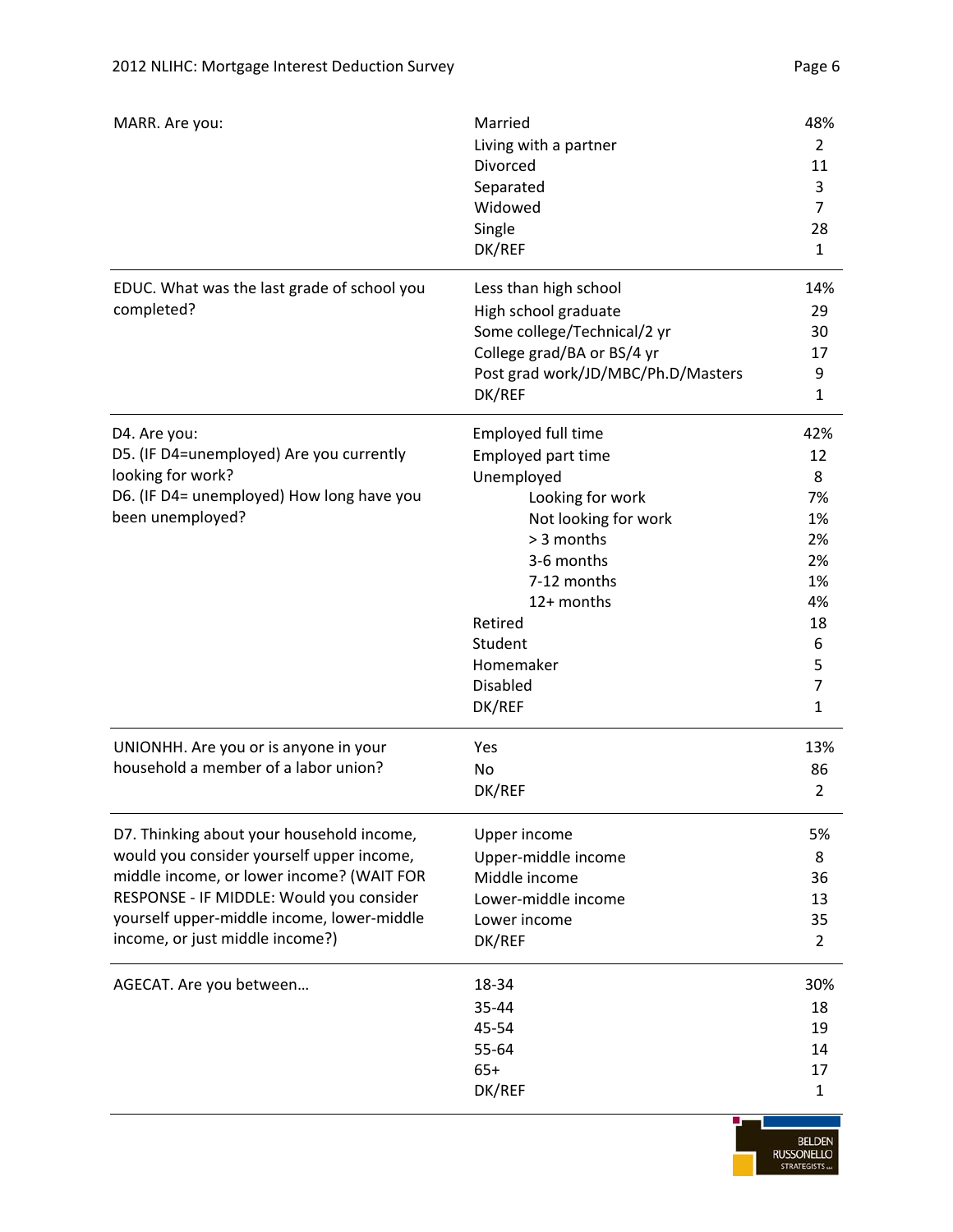| Question | Response | % |
|---|---|---|
| MARR. Are you: | Married | 48% |
| | Living with a partner | 2 |
| | Divorced | 11 |
| | Separated | 3 |
| | Widowed | 7 |
| | Single | 28 |
| | DK/REF | 1 |
| EDUC. What was the last grade of school you completed? | Less than high school | 14% |
| | High school graduate | 29 |
| | Some college/Technical/2 yr | 30 |
| | College grad/BA or BS/4 yr | 17 |
| | Post grad work/JD/MBC/Ph.D/Masters | 9 |
| | DK/REF | 1 |
| D4. Are you:<br>D5. (IF D4=unemployed) Are you currently looking for work?<br>D6. (IF D4= unemployed) How long have you been unemployed? | Employed full time | 42% |
| | Employed part time | 12 |
| | Unemployed | 8 |
| | Looking for work | 7% |
| | Not looking for work | 1% |
| | > 3 months | 2% |
| | 3-6 months | 2% |
| | 7-12 months | 1% |
| | 12+ months | 4% |
| | Retired | 18 |
| | Student | 6 |
| | Homemaker | 5 |
| | Disabled | 7 |
| | DK/REF | 1 |
| UNIONHH. Are you or is anyone in your household a member of a labor union? | Yes | 13% |
| | No | 86 |
| | DK/REF | 2 |
| D7. Thinking about your household income, would you consider yourself upper income, middle income, or lower income? (WAIT FOR RESPONSE - IF MIDDLE: Would you consider yourself upper-middle income, lower-middle income, or just middle income?) | Upper income | 5% |
| | Upper-middle income | 8 |
| | Middle income | 36 |
| | Lower-middle income | 13 |
| | Lower income | 35 |
| | DK/REF | 2 |
| AGECAT. Are you between… | 18-34 | 30% |
| | 35-44 | 18 |
| | 45-54 | 19 |
| | 55-64 | 14 |
| | 65+ | 17 |
| | DK/REF | 1 |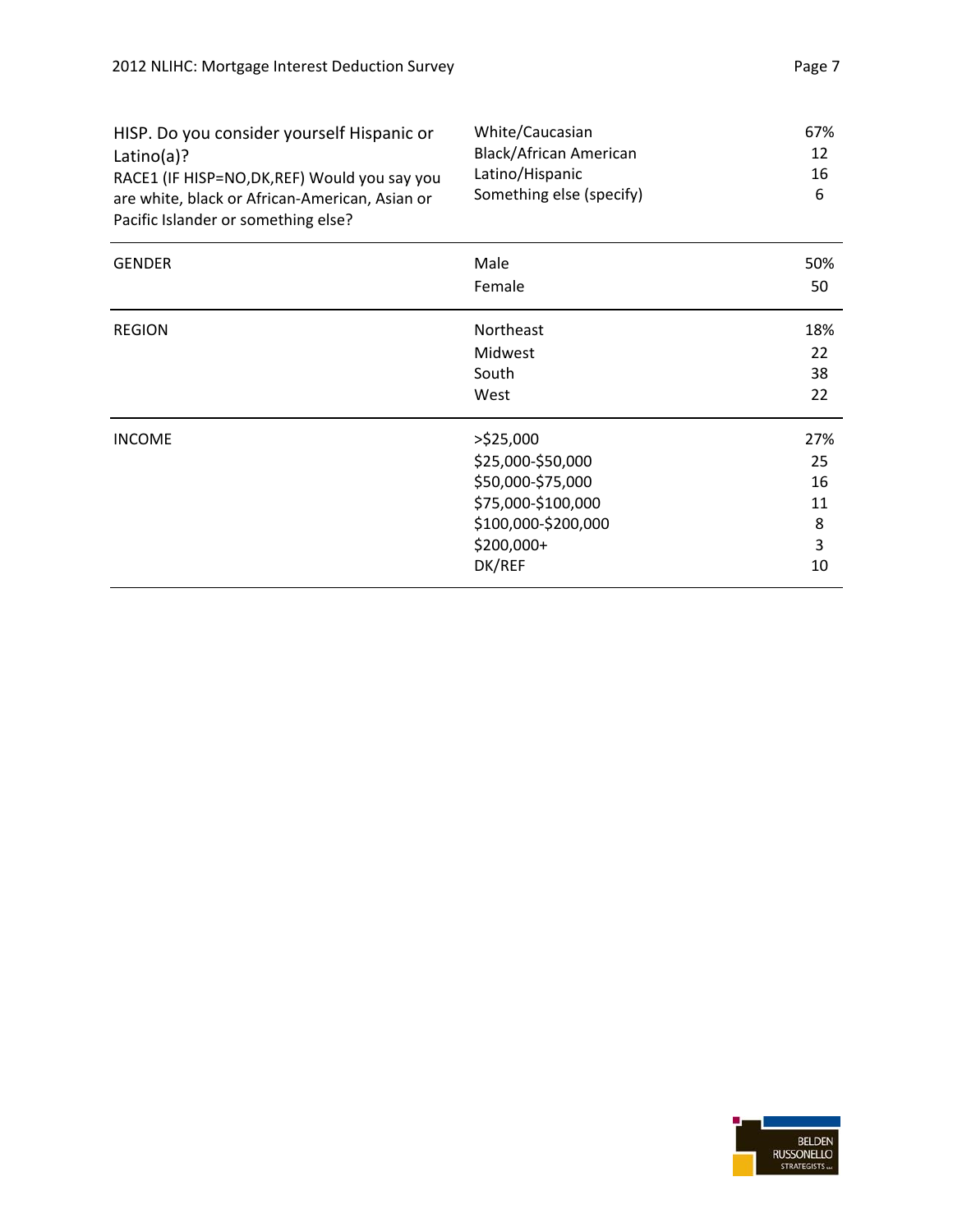| | | |
|---|---|---|
| HISP. Do you consider yourself Hispanic or Latino(a)?<br>RACE1 (IF HISP=NO,DK,REF) Would you say you are white, black or African-American, Asian or Pacific Islander or something else? | White/Caucasian | 67% |
| | Black/African American | 12 |
| | Latino/Hispanic | 16 |
| | Something else (specify) | 6 |
| GENDER | Male | 50% |
| | Female | 50 |
| REGION | Northeast | 18% |
| | Midwest | 22 |
| | South | 38 |
| | West | 22 |
| INCOME | >$25,000 | 27% |
| | $25,000-$50,000 | 25 |
| | $50,000-$75,000 | 16 |
| | $75,000-$100,000 | 11 |
| | $100,000-$200,000 | 8 |
| | $200,000+ | 3 |
| | DK/REF | 10 |